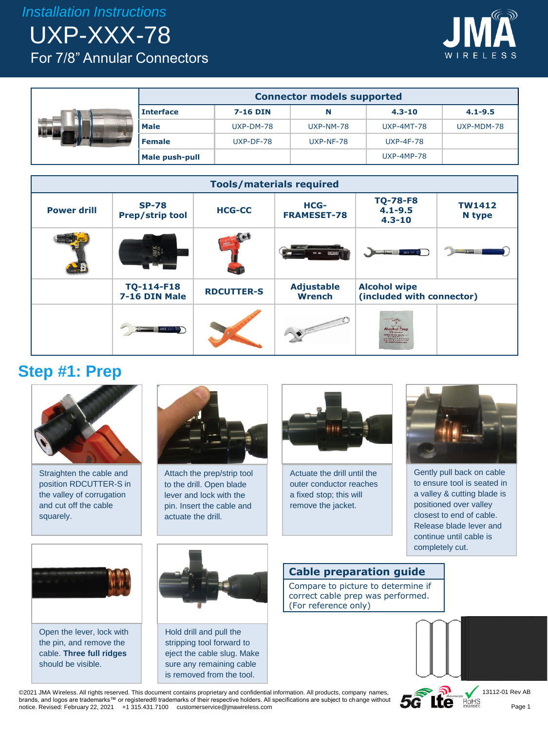*Installation Instructions*

# UXP-XXX-78

For 7/8" Annular Connectors

| Connector models supported | | | | |
|---|---|---|---|---|
| **Interface** | **7-16 DIN** | **N** | **4.3-10** | **4.1-9.5** |
| **Male** | UXP-DM-78 | UXP-NM-78 | UXP-4MT-78 | UXP-MDM-78 |
| **Female** | UXP-DF-78 | UXP-NF-78 | UXP-4F-78 | |
| **Male push-pull** | | | UXP-4MP-78 | |

| Tools/materials required | | | | | |
|---|---|---|---|---|---|
| **Power drill** | **SP-78 Prep/strip tool** | **HCG-CC** | **HCG-FRAMESET-78** | **TQ-78-F8 4.1-9.5 4.3-10** | **TW1412 N type** |
| | **TQ-114-F18 7-16 DIN Male** | **RDCUTTER-S** | **Adjustable Wrench** | **Alcohol wipe (included with connector)** | |

## Step #1: Prep

Straighten the cable and position RDCUTTER-S in the valley of corrugation and cut off the cable squarely.

Attach the prep/strip tool to the drill. Open blade lever and lock with the pin. Insert the cable and actuate the drill.

Actuate the drill until the outer conductor reaches a fixed stop; this will remove the jacket.

Gently pull back on cable to ensure tool is seated in a valley & cutting blade is positioned over valley closest to end of cable. Release blade lever and continue until cable is completely cut.

Open the lever, lock with the pin, and remove the cable. **Three full ridges** should be visible.

Hold drill and pull the stripping tool forward to eject the cable slug. Make sure any remaining cable is removed from the tool.

**Cable preparation guide**

Compare to picture to determine if correct cable prep was performed. (For reference only)

©2021 JMA Wireless. All rights reserved. This document contains proprietary and confidential information. All products, company names, brands, and logos are trademarks™ or registered® trademarks of their respective holders. All specifications are subject to change without notice. Revised: February 22, 2021 +1 315.431.7100 customerservice@jmawireless.com

13112-01 Rev AB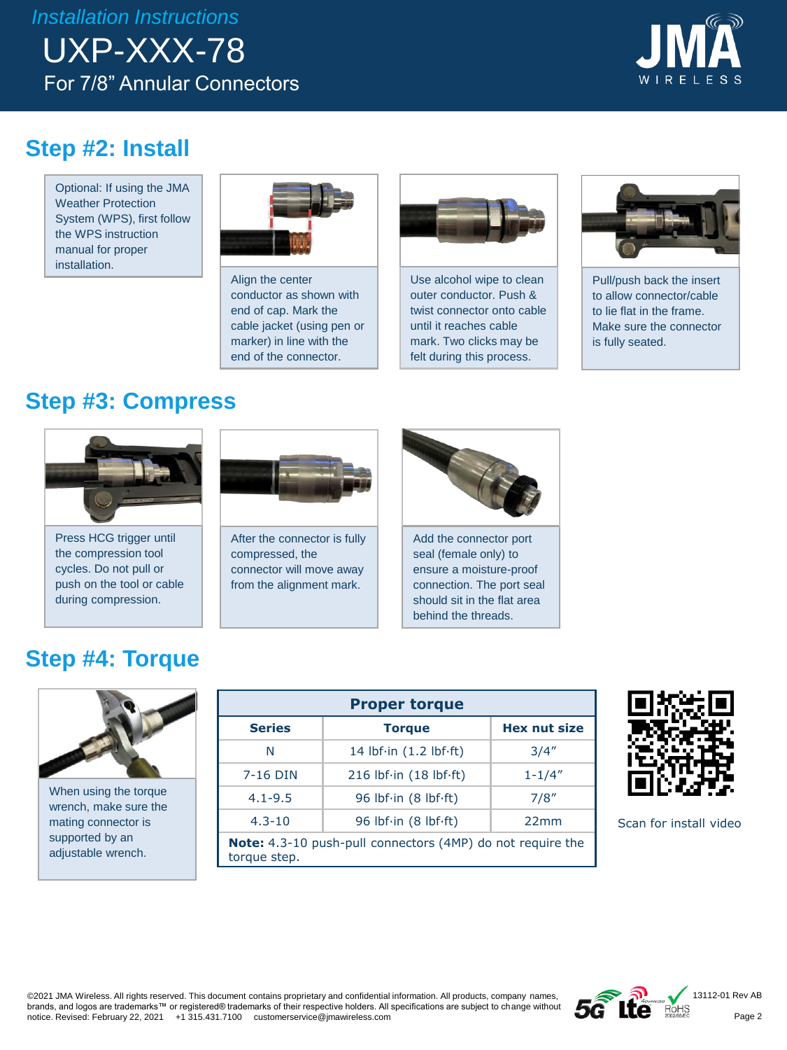*Installation Instructions*

# UXP-XXX-78

For 7/8" Annular Connectors

## Step #2: Install

Optional: If using the JMA Weather Protection System (WPS), first follow the WPS instruction manual for proper installation.

Align the center conductor as shown with end of cap. Mark the cable jacket (using pen or marker) in line with the end of the connector.

Use alcohol wipe to clean outer conductor. Push & twist connector onto cable until it reaches cable mark. Two clicks may be felt during this process.

Pull/push back the insert to allow connector/cable to lie flat in the frame. Make sure the connector is fully seated.

## Step #3: Compress

Press HCG trigger until the compression tool cycles. Do not pull or push on the tool or cable during compression.

After the connector is fully compressed, the connector will move away from the alignment mark.

Add the connector port seal (female only) to ensure a moisture-proof connection. The port seal should sit in the flat area behind the threads.

## Step #4: Torque

When using the torque wrench, make sure the mating connector is supported by an adjustable wrench.

**Proper torque**

| Series | Torque | Hex nut size |
|---|---|---|
| N | 14 lbf·in (1.2 lbf·ft) | 3/4″ |
| 7-16 DIN | 216 lbf·in (18 lbf·ft) | 1-1/4″ |
| 4.1-9.5 | 96 lbf·in (8 lbf·ft) | 7/8″ |
| 4.3-10 | 96 lbf·in (8 lbf·ft) | 22mm |

**Note:** 4.3-10 push-pull connectors (4MP) do not require the torque step.

Scan for install video

©2021 JMA Wireless. All rights reserved. This document contains proprietary and confidential information. All products, company names, brands, and logos are trademarks™ or registered® trademarks of their respective holders. All specifications are subject to change without notice. Revised: February 22, 2021 +1 315.431.7100 customerservice@jmawireless.com

13112-01 Rev AB